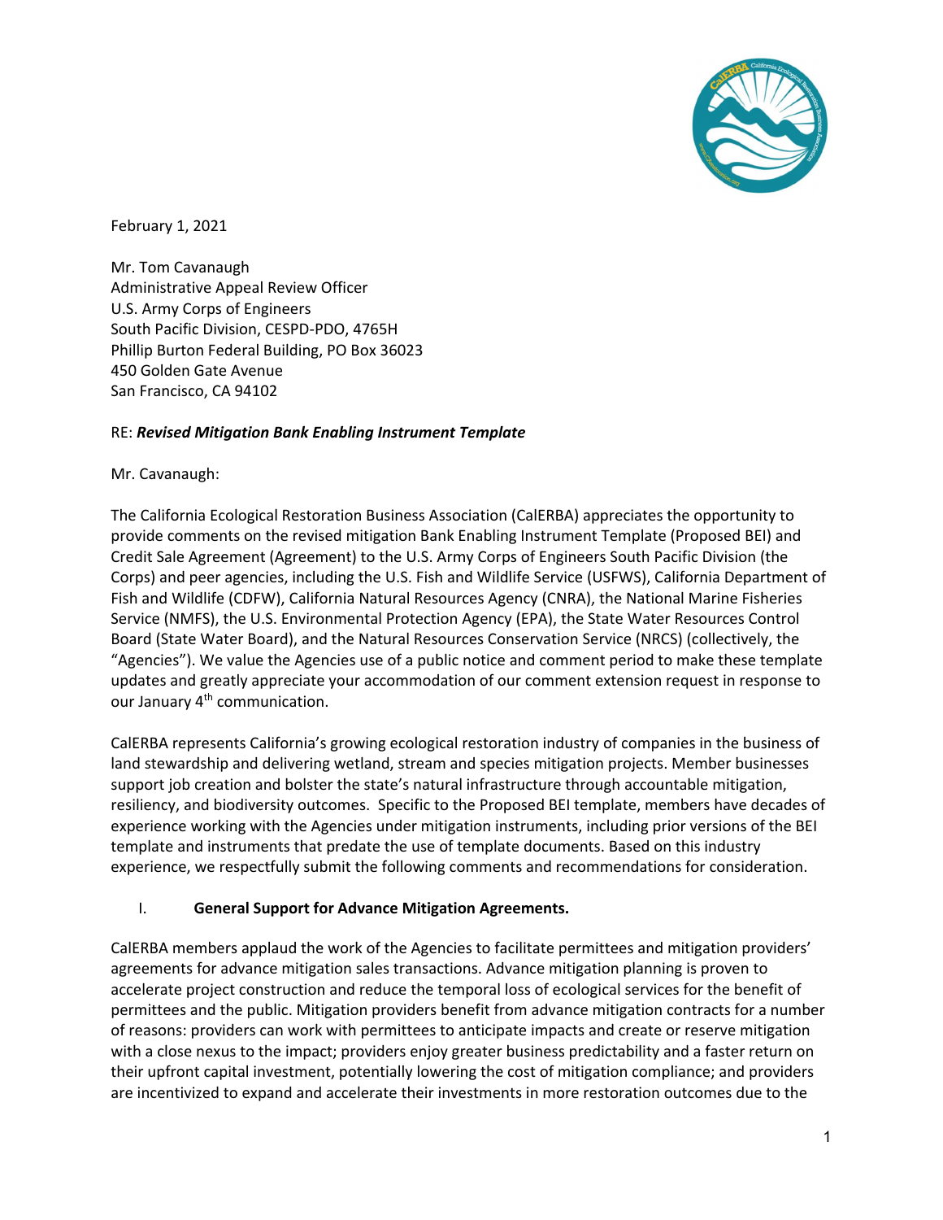February 1, 2021

Mr. Tom Cavanaugh
Administrative Appeal Review Officer
U.S. Army Corps of Engineers
South Pacific Division, CESPD-PDO, 4765H
Phillip Burton Federal Building, PO Box 36023
450 Golden Gate Avenue
San Francisco, CA 94102

RE: ***Revised Mitigation Bank Enabling Instrument Template***

Mr. Cavanaugh:

The California Ecological Restoration Business Association (CalERBA) appreciates the opportunity to provide comments on the revised mitigation Bank Enabling Instrument Template (Proposed BEI) and Credit Sale Agreement (Agreement) to the U.S. Army Corps of Engineers South Pacific Division (the Corps) and peer agencies, including the U.S. Fish and Wildlife Service (USFWS), California Department of Fish and Wildlife (CDFW), California Natural Resources Agency (CNRA), the National Marine Fisheries Service (NMFS), the U.S. Environmental Protection Agency (EPA), the State Water Resources Control Board (State Water Board), and the Natural Resources Conservation Service (NRCS) (collectively, the "Agencies"). We value the Agencies use of a public notice and comment period to make these template updates and greatly appreciate your accommodation of our comment extension request in response to our January 4th communication.

CalERBA represents California's growing ecological restoration industry of companies in the business of land stewardship and delivering wetland, stream and species mitigation projects. Member businesses support job creation and bolster the state's natural infrastructure through accountable mitigation, resiliency, and biodiversity outcomes. Specific to the Proposed BEI template, members have decades of experience working with the Agencies under mitigation instruments, including prior versions of the BEI template and instruments that predate the use of template documents. Based on this industry experience, we respectfully submit the following comments and recommendations for consideration.

## I. General Support for Advance Mitigation Agreements.

CalERBA members applaud the work of the Agencies to facilitate permittees and mitigation providers' agreements for advance mitigation sales transactions. Advance mitigation planning is proven to accelerate project construction and reduce the temporal loss of ecological services for the benefit of permittees and the public. Mitigation providers benefit from advance mitigation contracts for a number of reasons: providers can work with permittees to anticipate impacts and create or reserve mitigation with a close nexus to the impact; providers enjoy greater business predictability and a faster return on their upfront capital investment, potentially lowering the cost of mitigation compliance; and providers are incentivized to expand and accelerate their investments in more restoration outcomes due to the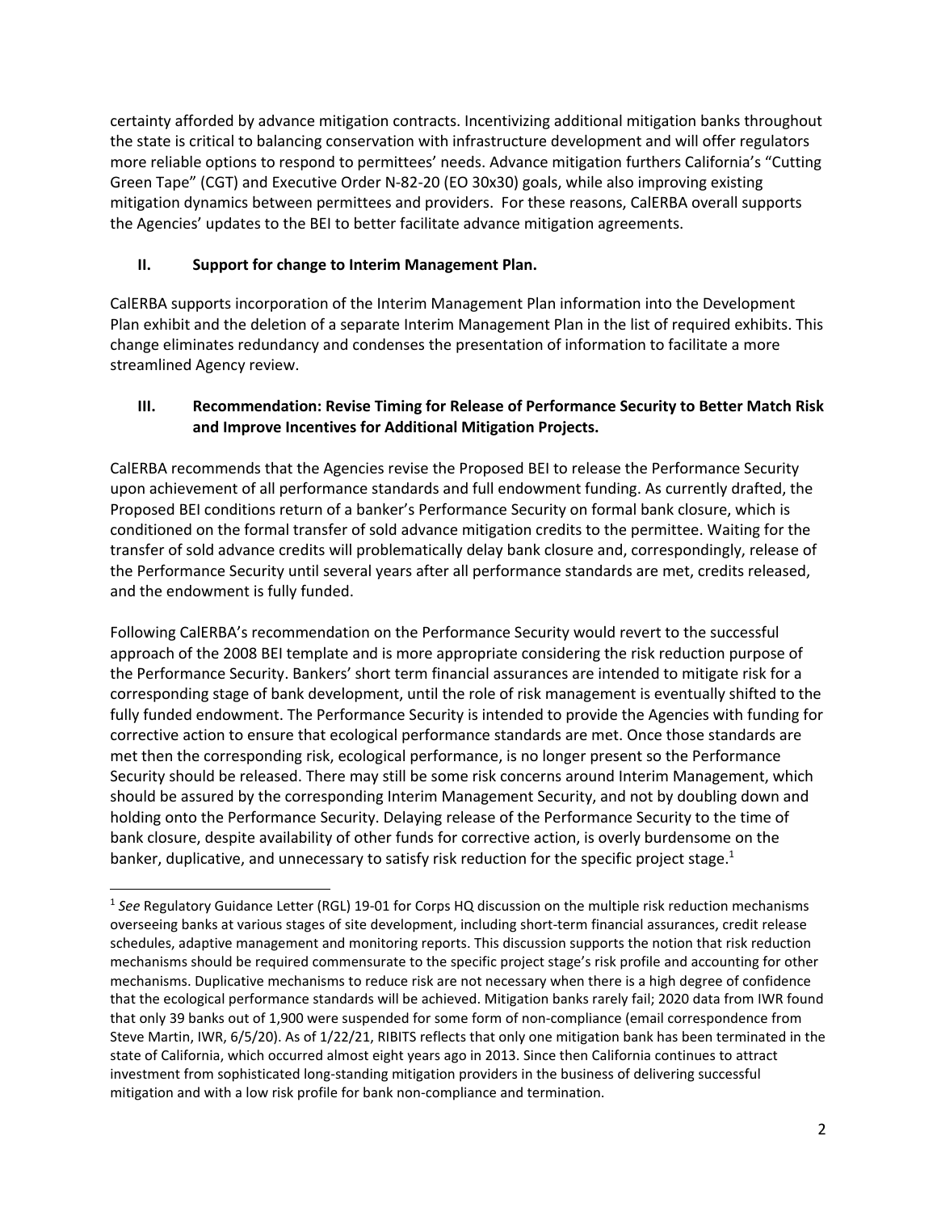certainty afforded by advance mitigation contracts. Incentivizing additional mitigation banks throughout the state is critical to balancing conservation with infrastructure development and will offer regulators more reliable options to respond to permittees' needs. Advance mitigation furthers California's "Cutting Green Tape" (CGT) and Executive Order N-82-20 (EO 30x30) goals, while also improving existing mitigation dynamics between permittees and providers. For these reasons, CalERBA overall supports the Agencies' updates to the BEI to better facilitate advance mitigation agreements.

## II. Support for change to Interim Management Plan.

CalERBA supports incorporation of the Interim Management Plan information into the Development Plan exhibit and the deletion of a separate Interim Management Plan in the list of required exhibits. This change eliminates redundancy and condenses the presentation of information to facilitate a more streamlined Agency review.

## III. Recommendation: Revise Timing for Release of Performance Security to Better Match Risk and Improve Incentives for Additional Mitigation Projects.

CalERBA recommends that the Agencies revise the Proposed BEI to release the Performance Security upon achievement of all performance standards and full endowment funding. As currently drafted, the Proposed BEI conditions return of a banker's Performance Security on formal bank closure, which is conditioned on the formal transfer of sold advance mitigation credits to the permittee. Waiting for the transfer of sold advance credits will problematically delay bank closure and, correspondingly, release of the Performance Security until several years after all performance standards are met, credits released, and the endowment is fully funded.

Following CalERBA's recommendation on the Performance Security would revert to the successful approach of the 2008 BEI template and is more appropriate considering the risk reduction purpose of the Performance Security. Bankers' short term financial assurances are intended to mitigate risk for a corresponding stage of bank development, until the role of risk management is eventually shifted to the fully funded endowment. The Performance Security is intended to provide the Agencies with funding for corrective action to ensure that ecological performance standards are met. Once those standards are met then the corresponding risk, ecological performance, is no longer present so the Performance Security should be released. There may still be some risk concerns around Interim Management, which should be assured by the corresponding Interim Management Security, and not by doubling down and holding onto the Performance Security. Delaying release of the Performance Security to the time of bank closure, despite availability of other funds for corrective action, is overly burdensome on the banker, duplicative, and unnecessary to satisfy risk reduction for the specific project stage.[1]

---

[1] *See* Regulatory Guidance Letter (RGL) 19-01 for Corps HQ discussion on the multiple risk reduction mechanisms overseeing banks at various stages of site development, including short-term financial assurances, credit release schedules, adaptive management and monitoring reports. This discussion supports the notion that risk reduction mechanisms should be required commensurate to the specific project stage's risk profile and accounting for other mechanisms. Duplicative mechanisms to reduce risk are not necessary when there is a high degree of confidence that the ecological performance standards will be achieved. Mitigation banks rarely fail; 2020 data from IWR found that only 39 banks out of 1,900 were suspended for some form of non-compliance (email correspondence from Steve Martin, IWR, 6/5/20). As of 1/22/21, RIBITS reflects that only one mitigation bank has been terminated in the state of California, which occurred almost eight years ago in 2013. Since then California continues to attract investment from sophisticated long-standing mitigation providers in the business of delivering successful mitigation and with a low risk profile for bank non-compliance and termination.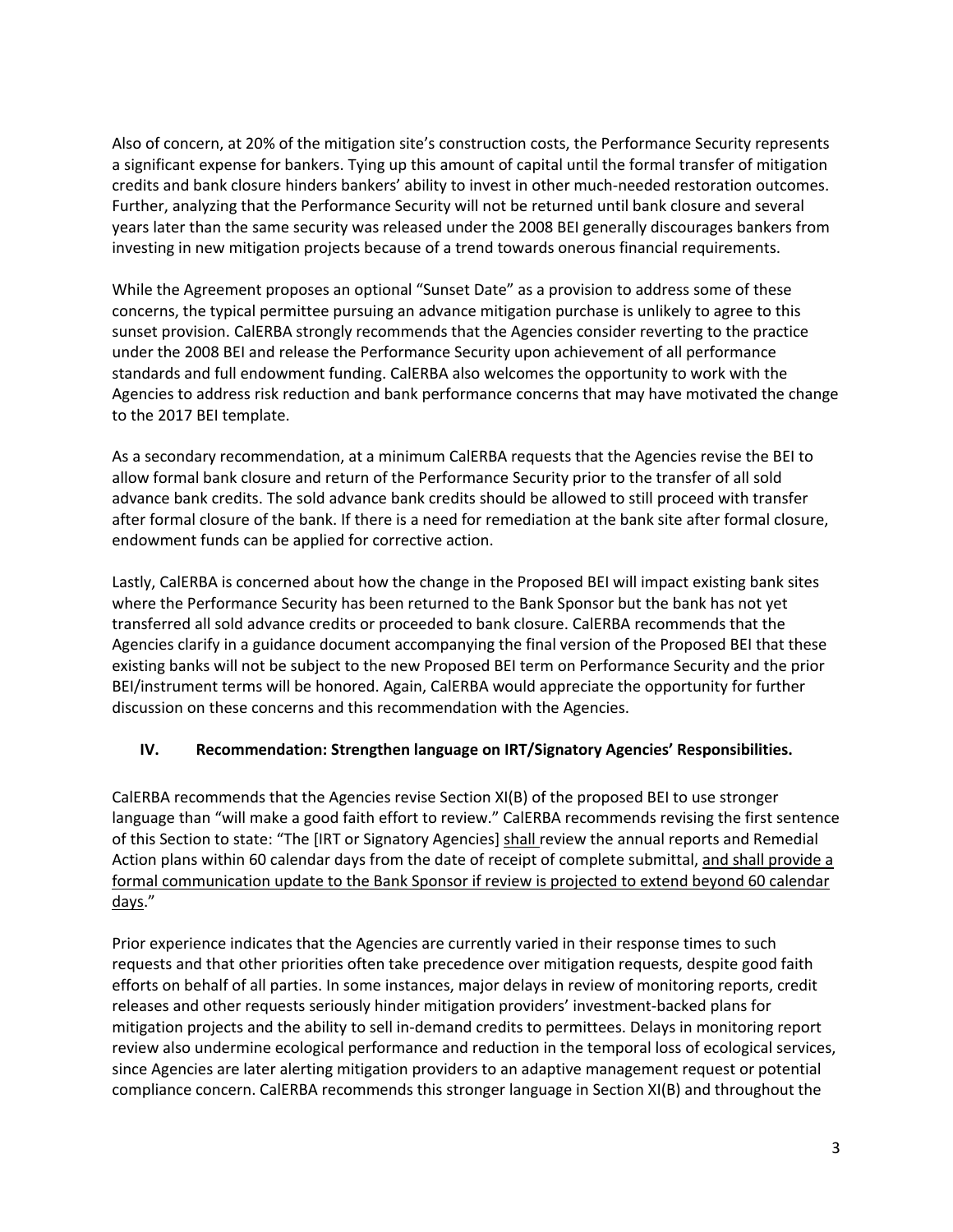Also of concern, at 20% of the mitigation site's construction costs, the Performance Security represents a significant expense for bankers. Tying up this amount of capital until the formal transfer of mitigation credits and bank closure hinders bankers' ability to invest in other much-needed restoration outcomes. Further, analyzing that the Performance Security will not be returned until bank closure and several years later than the same security was released under the 2008 BEI generally discourages bankers from investing in new mitigation projects because of a trend towards onerous financial requirements.

While the Agreement proposes an optional "Sunset Date" as a provision to address some of these concerns, the typical permittee pursuing an advance mitigation purchase is unlikely to agree to this sunset provision. CalERBA strongly recommends that the Agencies consider reverting to the practice under the 2008 BEI and release the Performance Security upon achievement of all performance standards and full endowment funding. CalERBA also welcomes the opportunity to work with the Agencies to address risk reduction and bank performance concerns that may have motivated the change to the 2017 BEI template.

As a secondary recommendation, at a minimum CalERBA requests that the Agencies revise the BEI to allow formal bank closure and return of the Performance Security prior to the transfer of all sold advance bank credits. The sold advance bank credits should be allowed to still proceed with transfer after formal closure of the bank. If there is a need for remediation at the bank site after formal closure, endowment funds can be applied for corrective action.

Lastly, CalERBA is concerned about how the change in the Proposed BEI will impact existing bank sites where the Performance Security has been returned to the Bank Sponsor but the bank has not yet transferred all sold advance credits or proceeded to bank closure. CalERBA recommends that the Agencies clarify in a guidance document accompanying the final version of the Proposed BEI that these existing banks will not be subject to the new Proposed BEI term on Performance Security and the prior BEI/instrument terms will be honored. Again, CalERBA would appreciate the opportunity for further discussion on these concerns and this recommendation with the Agencies.

## IV. Recommendation: Strengthen language on IRT/Signatory Agencies' Responsibilities.

CalERBA recommends that the Agencies revise Section XI(B) of the proposed BEI to use stronger language than "will make a good faith effort to review." CalERBA recommends revising the first sentence of this Section to state: "The [IRT or Signatory Agencies] <u>shall</u> review the annual reports and Remedial Action plans within 60 calendar days from the date of receipt of complete submittal, <u>and shall provide a formal communication update to the Bank Sponsor if review is projected to extend beyond 60 calendar days</u>."

Prior experience indicates that the Agencies are currently varied in their response times to such requests and that other priorities often take precedence over mitigation requests, despite good faith efforts on behalf of all parties. In some instances, major delays in review of monitoring reports, credit releases and other requests seriously hinder mitigation providers' investment-backed plans for mitigation projects and the ability to sell in-demand credits to permittees. Delays in monitoring report review also undermine ecological performance and reduction in the temporal loss of ecological services, since Agencies are later alerting mitigation providers to an adaptive management request or potential compliance concern. CalERBA recommends this stronger language in Section XI(B) and throughout the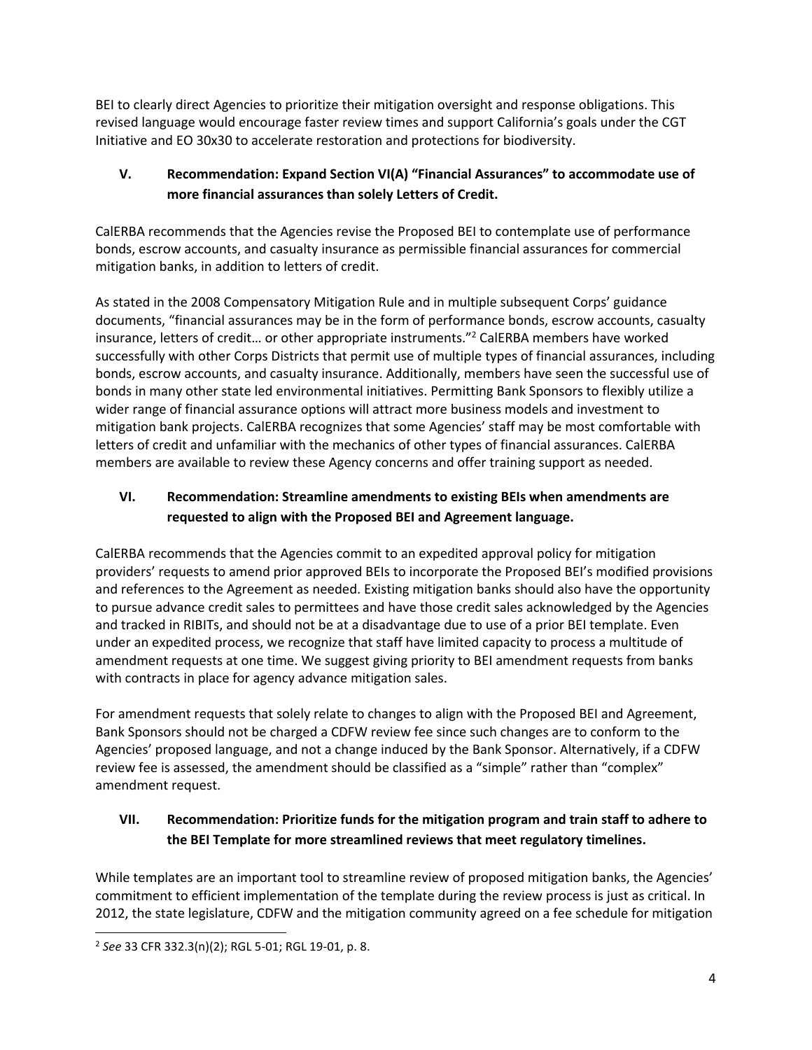BEI to clearly direct Agencies to prioritize their mitigation oversight and response obligations. This revised language would encourage faster review times and support California's goals under the CGT Initiative and EO 30x30 to accelerate restoration and protections for biodiversity.

## V. Recommendation: Expand Section VI(A) "Financial Assurances" to accommodate use of more financial assurances than solely Letters of Credit.

CalERBA recommends that the Agencies revise the Proposed BEI to contemplate use of performance bonds, escrow accounts, and casualty insurance as permissible financial assurances for commercial mitigation banks, in addition to letters of credit.

As stated in the 2008 Compensatory Mitigation Rule and in multiple subsequent Corps' guidance documents, "financial assurances may be in the form of performance bonds, escrow accounts, casualty insurance, letters of credit… or other appropriate instruments."[2] CalERBA members have worked successfully with other Corps Districts that permit use of multiple types of financial assurances, including bonds, escrow accounts, and casualty insurance. Additionally, members have seen the successful use of bonds in many other state led environmental initiatives. Permitting Bank Sponsors to flexibly utilize a wider range of financial assurance options will attract more business models and investment to mitigation bank projects. CalERBA recognizes that some Agencies' staff may be most comfortable with letters of credit and unfamiliar with the mechanics of other types of financial assurances. CalERBA members are available to review these Agency concerns and offer training support as needed.

## VI. Recommendation: Streamline amendments to existing BEIs when amendments are requested to align with the Proposed BEI and Agreement language.

CalERBA recommends that the Agencies commit to an expedited approval policy for mitigation providers' requests to amend prior approved BEIs to incorporate the Proposed BEI's modified provisions and references to the Agreement as needed. Existing mitigation banks should also have the opportunity to pursue advance credit sales to permittees and have those credit sales acknowledged by the Agencies and tracked in RIBITs, and should not be at a disadvantage due to use of a prior BEI template. Even under an expedited process, we recognize that staff have limited capacity to process a multitude of amendment requests at one time. We suggest giving priority to BEI amendment requests from banks with contracts in place for agency advance mitigation sales.

For amendment requests that solely relate to changes to align with the Proposed BEI and Agreement, Bank Sponsors should not be charged a CDFW review fee since such changes are to conform to the Agencies' proposed language, and not a change induced by the Bank Sponsor. Alternatively, if a CDFW review fee is assessed, the amendment should be classified as a "simple" rather than "complex" amendment request.

## VII. Recommendation: Prioritize funds for the mitigation program and train staff to adhere to the BEI Template for more streamlined reviews that meet regulatory timelines.

While templates are an important tool to streamline review of proposed mitigation banks, the Agencies' commitment to efficient implementation of the template during the review process is just as critical. In 2012, the state legislature, CDFW and the mitigation community agreed on a fee schedule for mitigation

[2] *See* 33 CFR 332.3(n)(2); RGL 5-01; RGL 19-01, p. 8.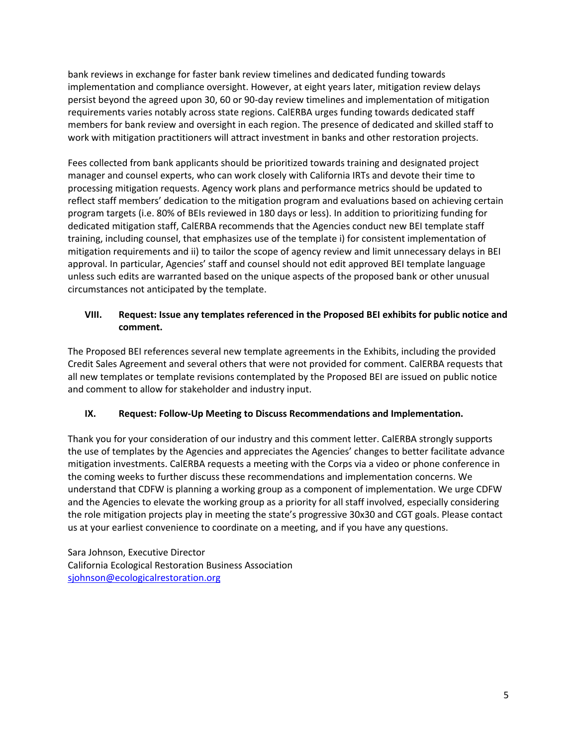bank reviews in exchange for faster bank review timelines and dedicated funding towards implementation and compliance oversight. However, at eight years later, mitigation review delays persist beyond the agreed upon 30, 60 or 90-day review timelines and implementation of mitigation requirements varies notably across state regions. CalERBA urges funding towards dedicated staff members for bank review and oversight in each region. The presence of dedicated and skilled staff to work with mitigation practitioners will attract investment in banks and other restoration projects.

Fees collected from bank applicants should be prioritized towards training and designated project manager and counsel experts, who can work closely with California IRTs and devote their time to processing mitigation requests. Agency work plans and performance metrics should be updated to reflect staff members' dedication to the mitigation program and evaluations based on achieving certain program targets (i.e. 80% of BEIs reviewed in 180 days or less). In addition to prioritizing funding for dedicated mitigation staff, CalERBA recommends that the Agencies conduct new BEI template staff training, including counsel, that emphasizes use of the template i) for consistent implementation of mitigation requirements and ii) to tailor the scope of agency review and limit unnecessary delays in BEI approval. In particular, Agencies' staff and counsel should not edit approved BEI template language unless such edits are warranted based on the unique aspects of the proposed bank or other unusual circumstances not anticipated by the template.

### VIII. Request: Issue any templates referenced in the Proposed BEI exhibits for public notice and comment.

The Proposed BEI references several new template agreements in the Exhibits, including the provided Credit Sales Agreement and several others that were not provided for comment. CalERBA requests that all new templates or template revisions contemplated by the Proposed BEI are issued on public notice and comment to allow for stakeholder and industry input.

### IX. Request: Follow-Up Meeting to Discuss Recommendations and Implementation.

Thank you for your consideration of our industry and this comment letter. CalERBA strongly supports the use of templates by the Agencies and appreciates the Agencies' changes to better facilitate advance mitigation investments. CalERBA requests a meeting with the Corps via a video or phone conference in the coming weeks to further discuss these recommendations and implementation concerns. We understand that CDFW is planning a working group as a component of implementation. We urge CDFW and the Agencies to elevate the working group as a priority for all staff involved, especially considering the role mitigation projects play in meeting the state's progressive 30x30 and CGT goals. Please contact us at your earliest convenience to coordinate on a meeting, and if you have any questions.

Sara Johnson, Executive Director
California Ecological Restoration Business Association
sjohnson@ecologicalrestoration.org